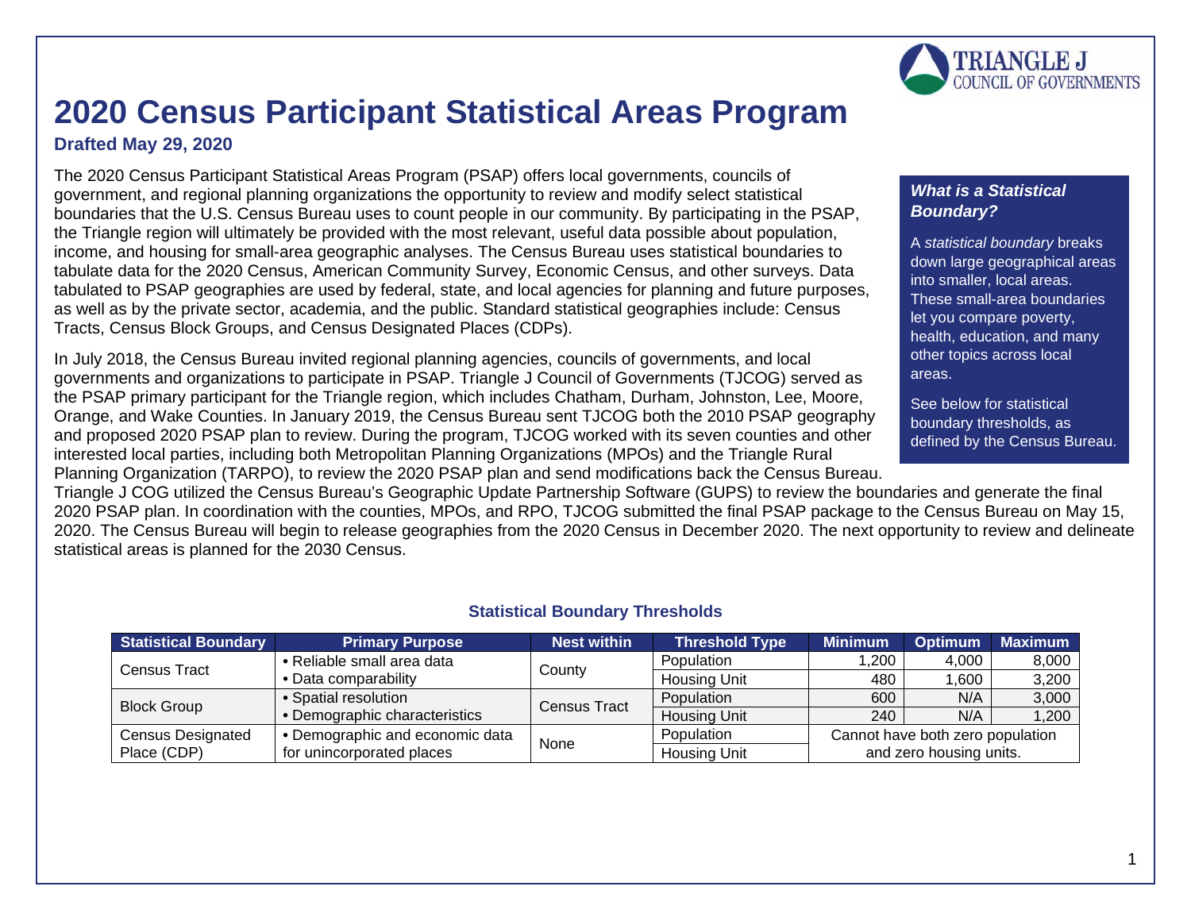# 2020 Census Participant Statistical Areas Program

**Drafted May 29, 2020**

The 2020 Census Participant Statistical Areas Program (PSAP) offers local governments, councils of government, and regional planning organizations the opportunity to review and modify select statistical boundaries that the U.S. Census Bureau uses to count people in our community. By participating in the PSAP, the Triangle region will ultimately be provided with the most relevant, useful data possible about population, income, and housing for small-area geographic analyses. The Census Bureau uses statistical boundaries to tabulate data for the 2020 Census, American Community Survey, Economic Census, and other surveys. Data tabulated to PSAP geographies are used by federal, state, and local agencies for planning and future purposes, as well as by the private sector, academia, and the public. Standard statistical geographies include: Census Tracts, Census Block Groups, and Census Designated Places (CDPs).

In July 2018, the Census Bureau invited regional planning agencies, councils of governments, and local governments and organizations to participate in PSAP. Triangle J Council of Governments (TJCOG) served as the PSAP primary participant for the Triangle region, which includes Chatham, Durham, Johnston, Lee, Moore, Orange, and Wake Counties. In January 2019, the Census Bureau sent TJCOG both the 2010 PSAP geography and proposed 2020 PSAP plan to review. During the program, TJCOG worked with its seven counties and other interested local parties, including both Metropolitan Planning Organizations (MPOs) and the Triangle Rural Planning Organization (TARPO), to review the 2020 PSAP plan and send modifications back the Census Bureau. Triangle J COG utilized the Census Bureau's Geographic Update Partnership Software (GUPS) to review the boundaries and generate the final 2020 PSAP plan. In coordination with the counties, MPOs, and RPO, TJCOG submitted the final PSAP package to the Census Bureau on May 15, 2020. The Census Bureau will begin to release geographies from the 2020 Census in December 2020. The next opportunity to review and delineate statistical areas is planned for the 2030 Census.

***What is a Statistical Boundary?***

A *statistical boundary* breaks down large geographical areas into smaller, local areas. These small-area boundaries let you compare poverty, health, education, and many other topics across local areas.

See below for statistical boundary thresholds, as defined by the Census Bureau.

### Statistical Boundary Thresholds

| Statistical Boundary | Primary Purpose | Nest within | Threshold Type | Minimum | Optimum | Maximum |
|---|---|---|---|---|---|---|
| Census Tract | • Reliable small area data<br>• Data comparability | County | Population | 1,200 | 4,000 | 8,000 |
| | | | Housing Unit | 480 | 1,600 | 3,200 |
| Block Group | • Spatial resolution<br>• Demographic characteristics | Census Tract | Population | 600 | N/A | 3,000 |
| | | | Housing Unit | 240 | N/A | 1,200 |
| Census Designated Place (CDP) | • Demographic and economic data for unincorporated places | None | Population | Cannot have both zero population and zero housing units. | | |
| | | | Housing Unit | | | |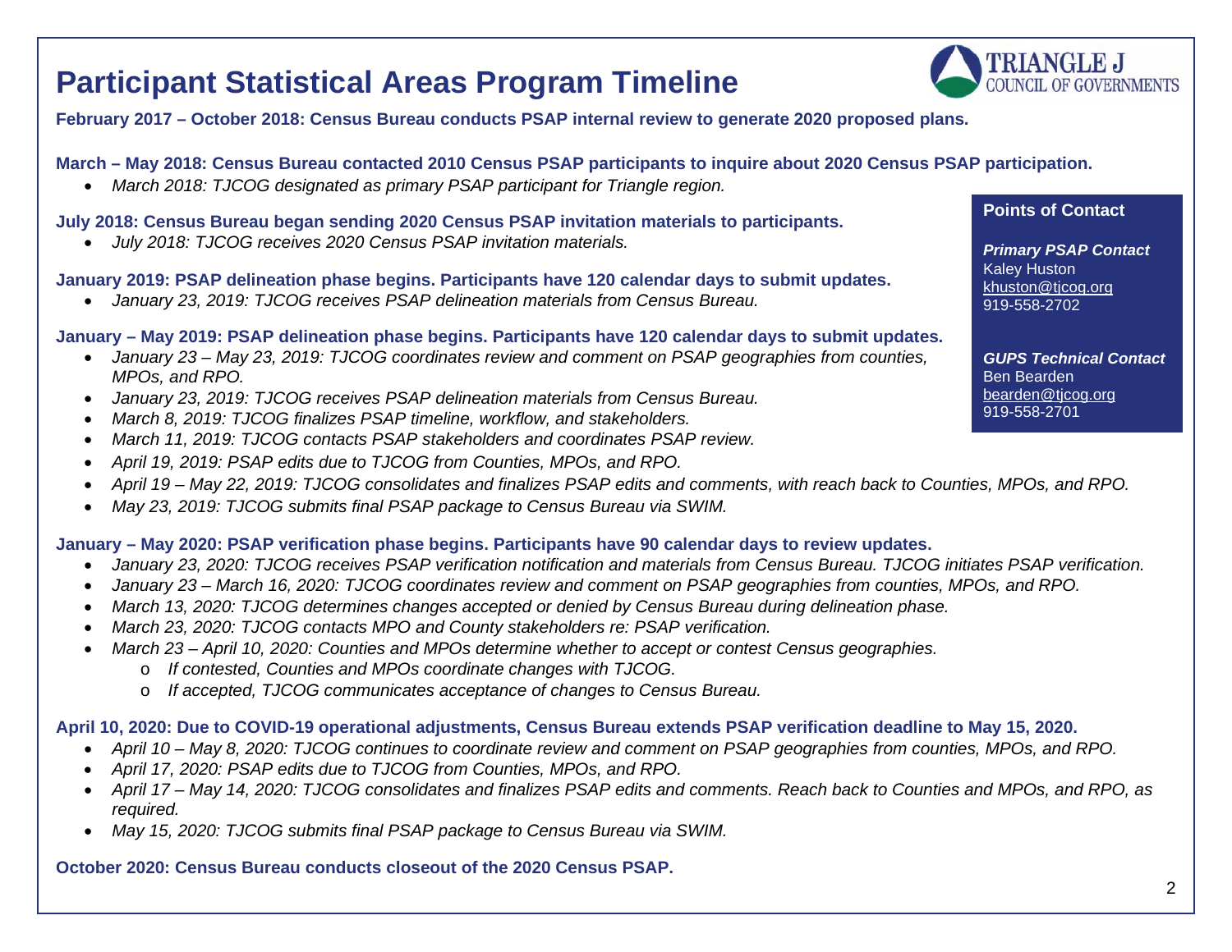# Participant Statistical Areas Program Timeline

**February 2017 – October 2018: Census Bureau conducts PSAP internal review to generate 2020 proposed plans.**

**March – May 2018: Census Bureau contacted 2010 Census PSAP participants to inquire about 2020 Census PSAP participation.**

- *March 2018: TJCOG designated as primary PSAP participant for Triangle region.*

**July 2018: Census Bureau began sending 2020 Census PSAP invitation materials to participants.**

- *July 2018: TJCOG receives 2020 Census PSAP invitation materials.*

**January 2019: PSAP delineation phase begins. Participants have 120 calendar days to submit updates.**

- *January 23, 2019: TJCOG receives PSAP delineation materials from Census Bureau.*

**January – May 2019: PSAP delineation phase begins. Participants have 120 calendar days to submit updates.**

- *January 23 – May 23, 2019: TJCOG coordinates review and comment on PSAP geographies from counties, MPOs, and RPO.*
- *January 23, 2019: TJCOG receives PSAP delineation materials from Census Bureau.*
- *March 8, 2019: TJCOG finalizes PSAP timeline, workflow, and stakeholders.*
- *March 11, 2019: TJCOG contacts PSAP stakeholders and coordinates PSAP review.*
- *April 19, 2019: PSAP edits due to TJCOG from Counties, MPOs, and RPO.*
- *April 19 – May 22, 2019: TJCOG consolidates and finalizes PSAP edits and comments, with reach back to Counties, MPOs, and RPO.*
- *May 23, 2019: TJCOG submits final PSAP package to Census Bureau via SWIM.*

**January – May 2020: PSAP verification phase begins. Participants have 90 calendar days to review updates.**

- *January 23, 2020: TJCOG receives PSAP verification notification and materials from Census Bureau. TJCOG initiates PSAP verification.*
- *January 23 – March 16, 2020: TJCOG coordinates review and comment on PSAP geographies from counties, MPOs, and RPO.*
- *March 13, 2020: TJCOG determines changes accepted or denied by Census Bureau during delineation phase.*
- *March 23, 2020: TJCOG contacts MPO and County stakeholders re: PSAP verification.*
- *March 23 – April 10, 2020: Counties and MPOs determine whether to accept or contest Census geographies.*
  - *If contested, Counties and MPOs coordinate changes with TJCOG.*
  - *If accepted, TJCOG communicates acceptance of changes to Census Bureau.*

**April 10, 2020: Due to COVID-19 operational adjustments, Census Bureau extends PSAP verification deadline to May 15, 2020.**

- *April 10 – May 8, 2020: TJCOG continues to coordinate review and comment on PSAP geographies from counties, MPOs, and RPO.*
- *April 17, 2020: PSAP edits due to TJCOG from Counties, MPOs, and RPO.*
- *April 17 – May 14, 2020: TJCOG consolidates and finalizes PSAP edits and comments. Reach back to Counties and MPOs, and RPO, as required.*
- *May 15, 2020: TJCOG submits final PSAP package to Census Bureau via SWIM.*

**October 2020: Census Bureau conducts closeout of the 2020 Census PSAP.**

**Points of Contact**

***Primary PSAP Contact***
Kaley Huston
khuston@tjcog.org
919-558-2702

***GUPS Technical Contact***
Ben Bearden
bearden@tjcog.org
919-558-2701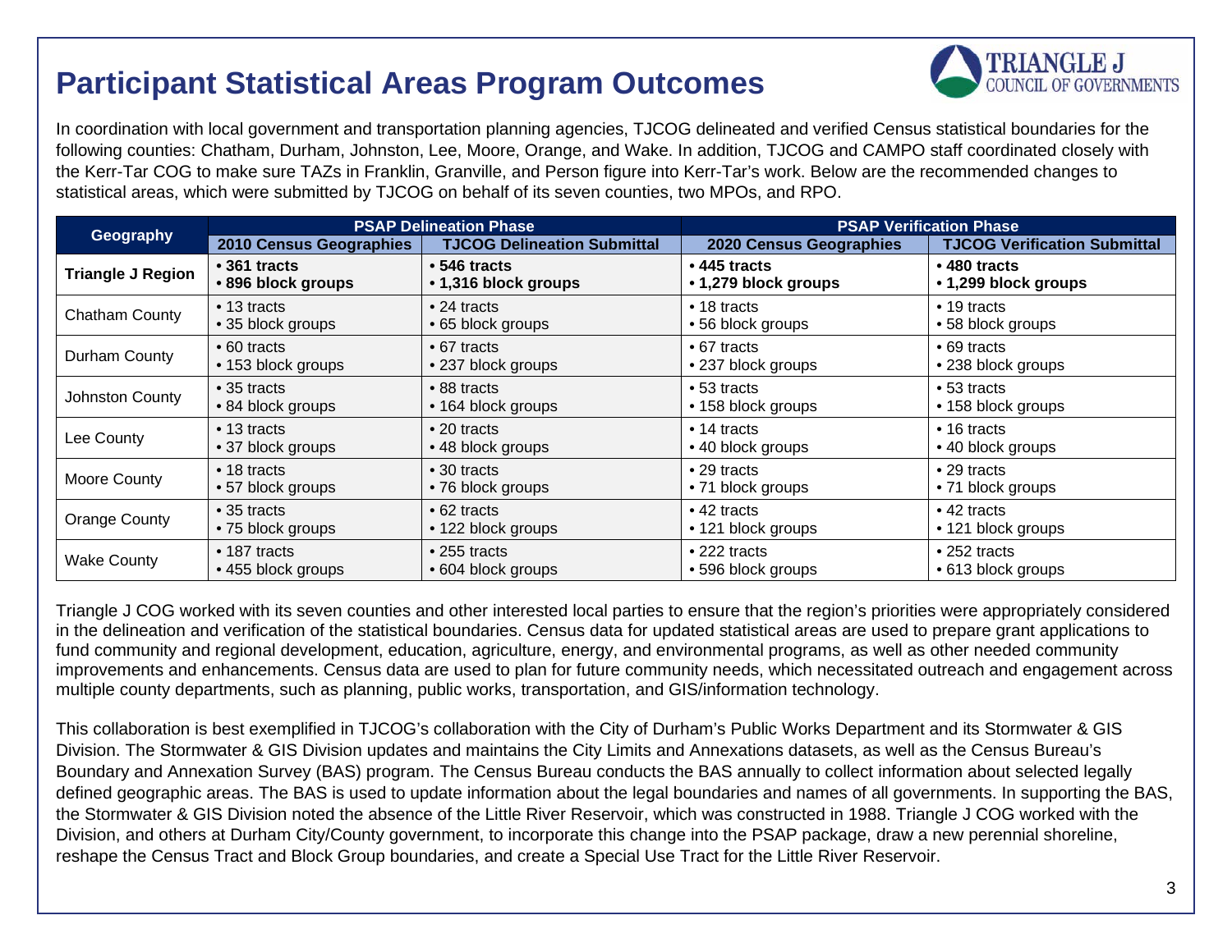# Participant Statistical Areas Program Outcomes

In coordination with local government and transportation planning agencies, TJCOG delineated and verified Census statistical boundaries for the following counties: Chatham, Durham, Johnston, Lee, Moore, Orange, and Wake. In addition, TJCOG and CAMPO staff coordinated closely with the Kerr-Tar COG to make sure TAZs in Franklin, Granville, and Person figure into Kerr-Tar's work. Below are the recommended changes to statistical areas, which were submitted by TJCOG on behalf of its seven counties, two MPOs, and RPO.

| Geography | PSAP Delineation Phase | | PSAP Verification Phase | |
|---|---|---|---|---|
| | 2010 Census Geographies | TJCOG Delineation Submittal | 2020 Census Geographies | TJCOG Verification Submittal |
| **Triangle J Region** | **• 361 tracts**<br>**• 896 block groups** | **• 546 tracts**<br>**• 1,316 block groups** | **• 445 tracts**<br>**• 1,279 block groups** | **• 480 tracts**<br>**• 1,299 block groups** |
| Chatham County | • 13 tracts<br>• 35 block groups | • 24 tracts<br>• 65 block groups | • 18 tracts<br>• 56 block groups | • 19 tracts<br>• 58 block groups |
| Durham County | • 60 tracts<br>• 153 block groups | • 67 tracts<br>• 237 block groups | • 67 tracts<br>• 237 block groups | • 69 tracts<br>• 238 block groups |
| Johnston County | • 35 tracts<br>• 84 block groups | • 88 tracts<br>• 164 block groups | • 53 tracts<br>• 158 block groups | • 53 tracts<br>• 158 block groups |
| Lee County | • 13 tracts<br>• 37 block groups | • 20 tracts<br>• 48 block groups | • 14 tracts<br>• 40 block groups | • 16 tracts<br>• 40 block groups |
| Moore County | • 18 tracts<br>• 57 block groups | • 30 tracts<br>• 76 block groups | • 29 tracts<br>• 71 block groups | • 29 tracts<br>• 71 block groups |
| Orange County | • 35 tracts<br>• 75 block groups | • 62 tracts<br>• 122 block groups | • 42 tracts<br>• 121 block groups | • 42 tracts<br>• 121 block groups |
| Wake County | • 187 tracts<br>• 455 block groups | • 255 tracts<br>• 604 block groups | • 222 tracts<br>• 596 block groups | • 252 tracts<br>• 613 block groups |

Triangle J COG worked with its seven counties and other interested local parties to ensure that the region's priorities were appropriately considered in the delineation and verification of the statistical boundaries. Census data for updated statistical areas are used to prepare grant applications to fund community and regional development, education, agriculture, energy, and environmental programs, as well as other needed community improvements and enhancements. Census data are used to plan for future community needs, which necessitated outreach and engagement across multiple county departments, such as planning, public works, transportation, and GIS/information technology.

This collaboration is best exemplified in TJCOG's collaboration with the City of Durham's Public Works Department and its Stormwater & GIS Division. The Stormwater & GIS Division updates and maintains the City Limits and Annexations datasets, as well as the Census Bureau's Boundary and Annexation Survey (BAS) program. The Census Bureau conducts the BAS annually to collect information about selected legally defined geographic areas. The BAS is used to update information about the legal boundaries and names of all governments. In supporting the BAS, the Stormwater & GIS Division noted the absence of the Little River Reservoir, which was constructed in 1988. Triangle J COG worked with the Division, and others at Durham City/County government, to incorporate this change into the PSAP package, draw a new perennial shoreline, reshape the Census Tract and Block Group boundaries, and create a Special Use Tract for the Little River Reservoir.